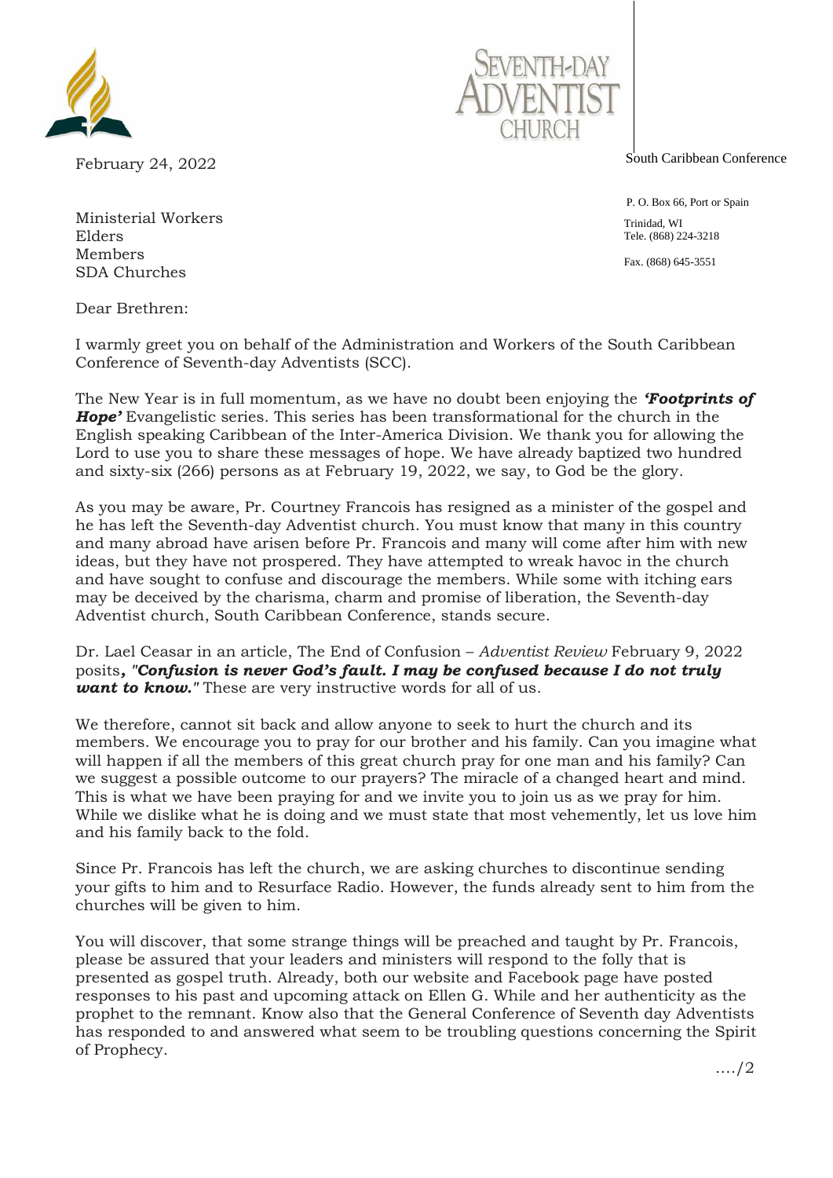SEVENTH-DAY ADVENTIST CHURCH

South Caribbean Conference

P. O. Box 66, Port or Spain
Trinidad, WI
Tele. (868) 224-3218
Fax. (868) 645-3551

February 24, 2022

Ministerial Workers
Elders
Members
SDA Churches

Dear Brethren:

I warmly greet you on behalf of the Administration and Workers of the South Caribbean Conference of Seventh-day Adventists (SCC).

The New Year is in full momentum, as we have no doubt been enjoying the ***'Footprints of Hope'*** Evangelistic series. This series has been transformational for the church in the English speaking Caribbean of the Inter-America Division. We thank you for allowing the Lord to use you to share these messages of hope. We have already baptized two hundred and sixty-six (266) persons as at February 19, 2022, we say, to God be the glory.

As you may be aware, Pr. Courtney Francois has resigned as a minister of the gospel and he has left the Seventh-day Adventist church. You must know that many in this country and many abroad have arisen before Pr. Francois and many will come after him with new ideas, but they have not prospered. They have attempted to wreak havoc in the church and have sought to confuse and discourage the members. While some with itching ears may be deceived by the charisma, charm and promise of liberation, the Seventh-day Adventist church, South Caribbean Conference, stands secure.

Dr. Lael Ceasar in an article, The End of Confusion – *Adventist Review* February 9, 2022 posits***, "Confusion is never God's fault. I may be confused because I do not truly want to know."*** These are very instructive words for all of us.

We therefore, cannot sit back and allow anyone to seek to hurt the church and its members. We encourage you to pray for our brother and his family. Can you imagine what will happen if all the members of this great church pray for one man and his family? Can we suggest a possible outcome to our prayers? The miracle of a changed heart and mind. This is what we have been praying for and we invite you to join us as we pray for him. While we dislike what he is doing and we must state that most vehemently, let us love him and his family back to the fold.

Since Pr. Francois has left the church, we are asking churches to discontinue sending your gifts to him and to Resurface Radio. However, the funds already sent to him from the churches will be given to him.

You will discover, that some strange things will be preached and taught by Pr. Francois, please be assured that your leaders and ministers will respond to the folly that is presented as gospel truth. Already, both our website and Facebook page have posted responses to his past and upcoming attack on Ellen G. While and her authenticity as the prophet to the remnant. Know also that the General Conference of Seventh day Adventists has responded to and answered what seem to be troubling questions concerning the Spirit of Prophecy.

..../2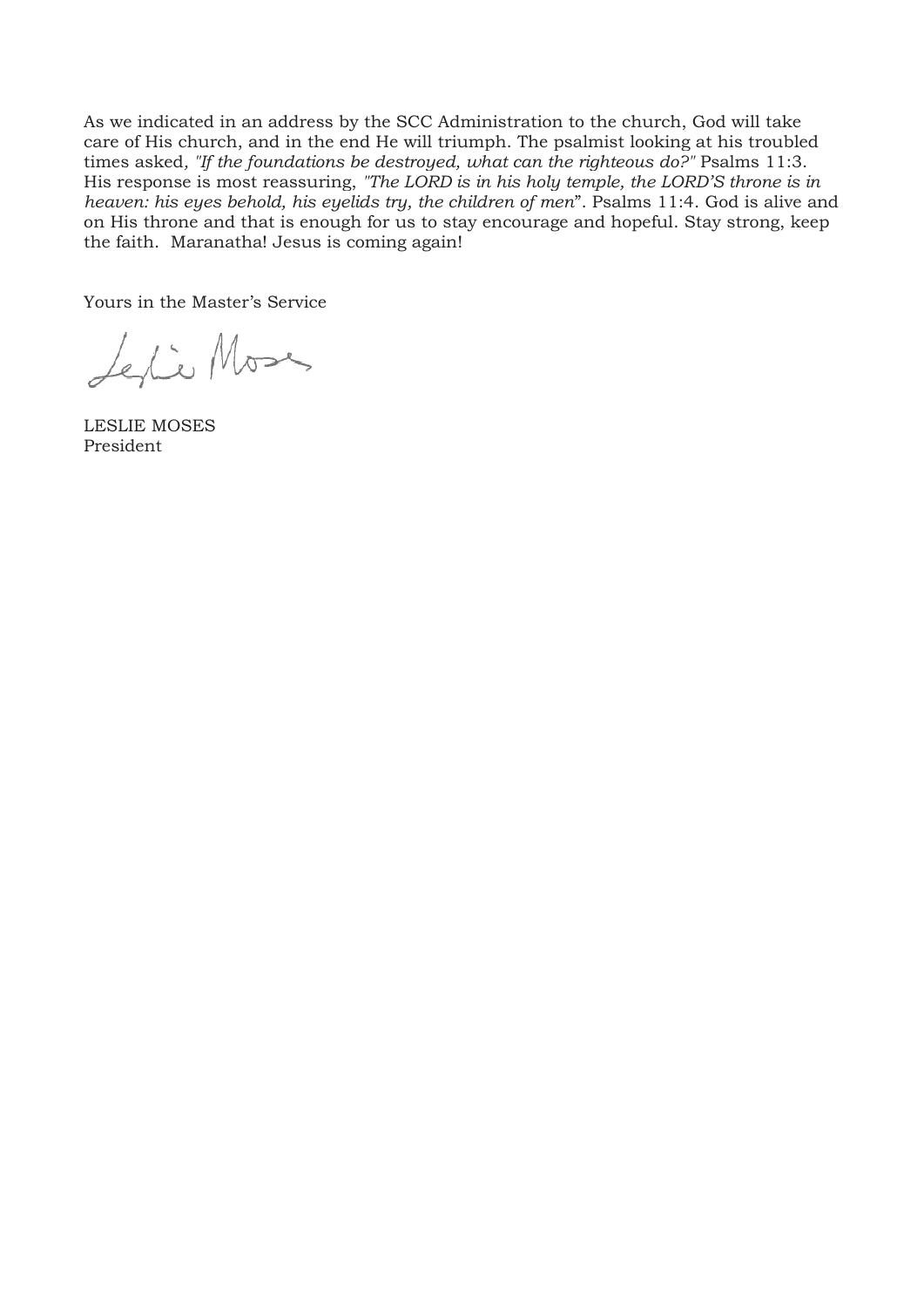As we indicated in an address by the SCC Administration to the church, God will take care of His church, and in the end He will triumph. The psalmist looking at his troubled times asked*, "If the foundations be destroyed, what can the righteous do?"* Psalms 11:3. His response is most reassuring, *"The LORD is in his holy temple, the LORD'S throne is in heaven: his eyes behold, his eyelids try, the children of men*". Psalms 11:4. God is alive and on His throne and that is enough for us to stay encourage and hopeful. Stay strong, keep the faith. Maranatha! Jesus is coming again!

Yours in the Master's Service

LESLIE MOSES
President